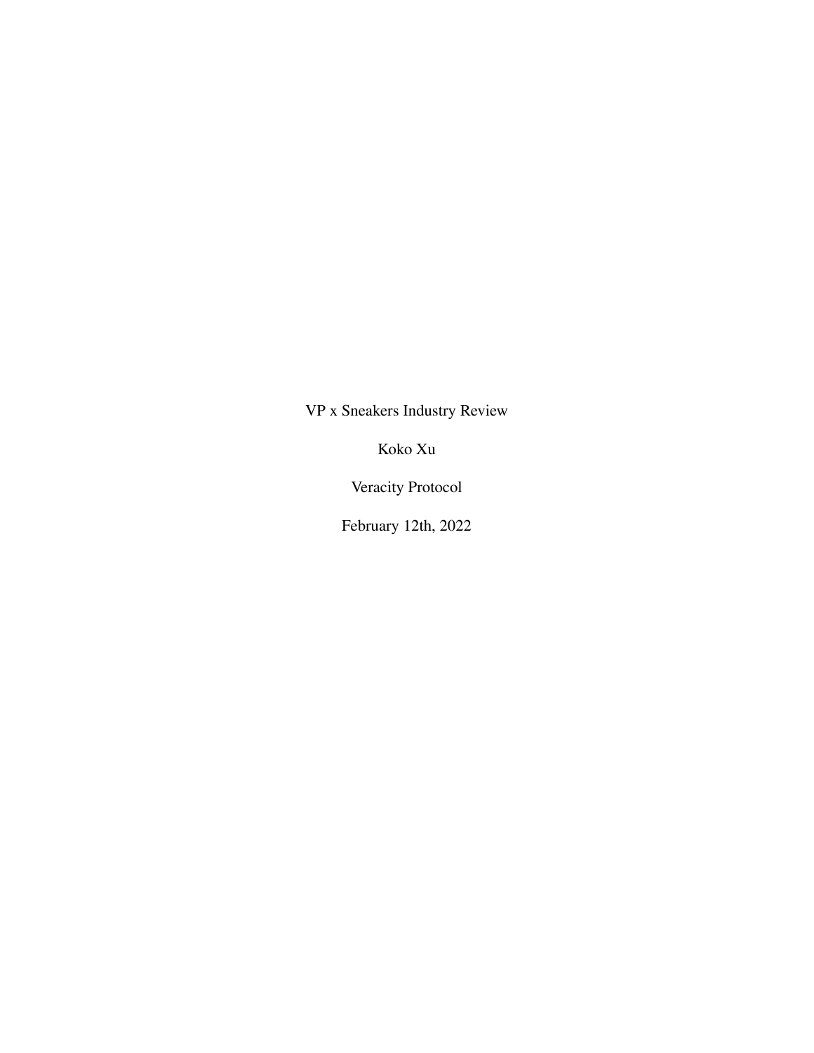VP x Sneakers Industry Review

Koko Xu

Veracity Protocol

February 12th, 2022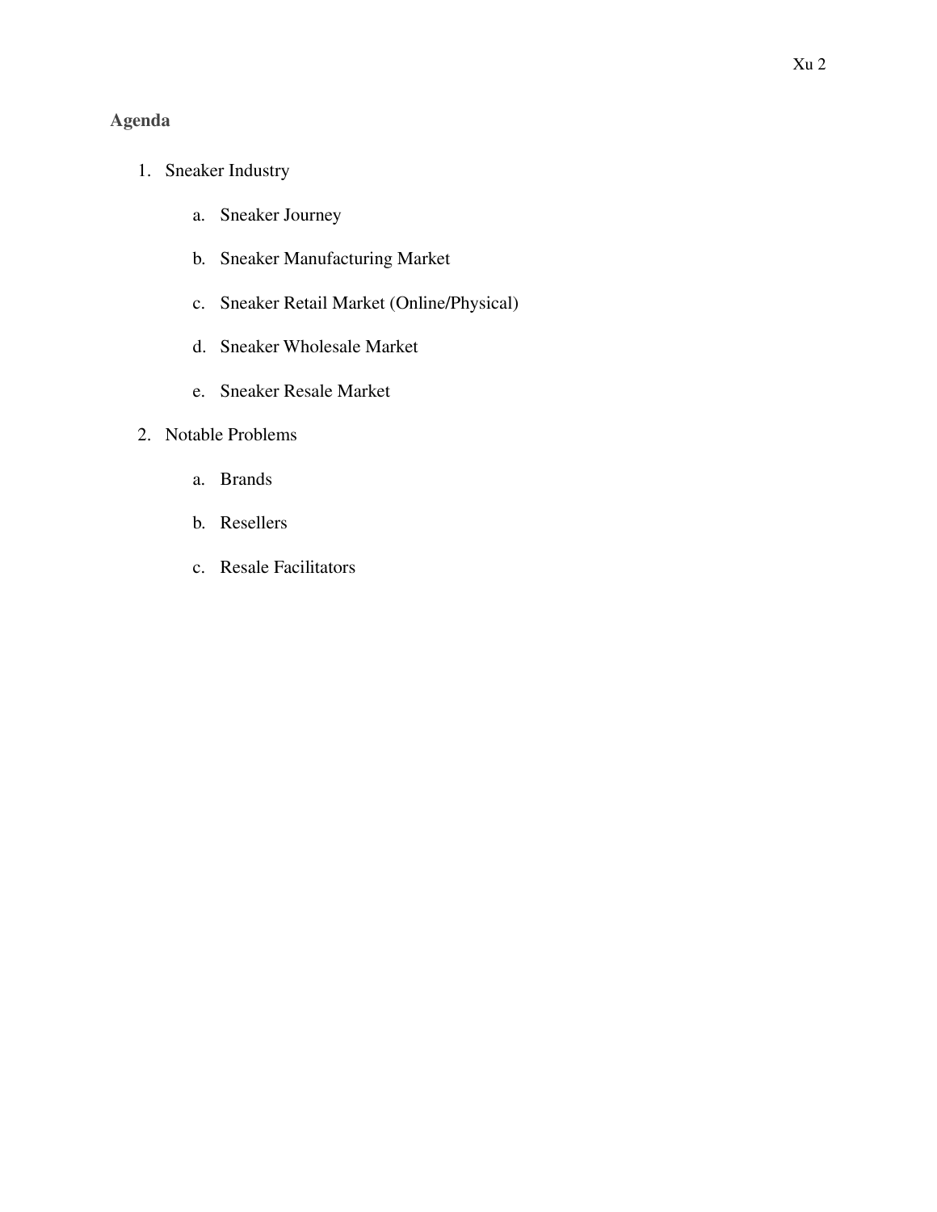## Agenda

1. Sneaker Industry
    a. Sneaker Journey
    b. Sneaker Manufacturing Market
    c. Sneaker Retail Market (Online/Physical)
    d. Sneaker Wholesale Market
    e. Sneaker Resale Market
2. Notable Problems
    a. Brands
    b. Resellers
    c. Resale Facilitators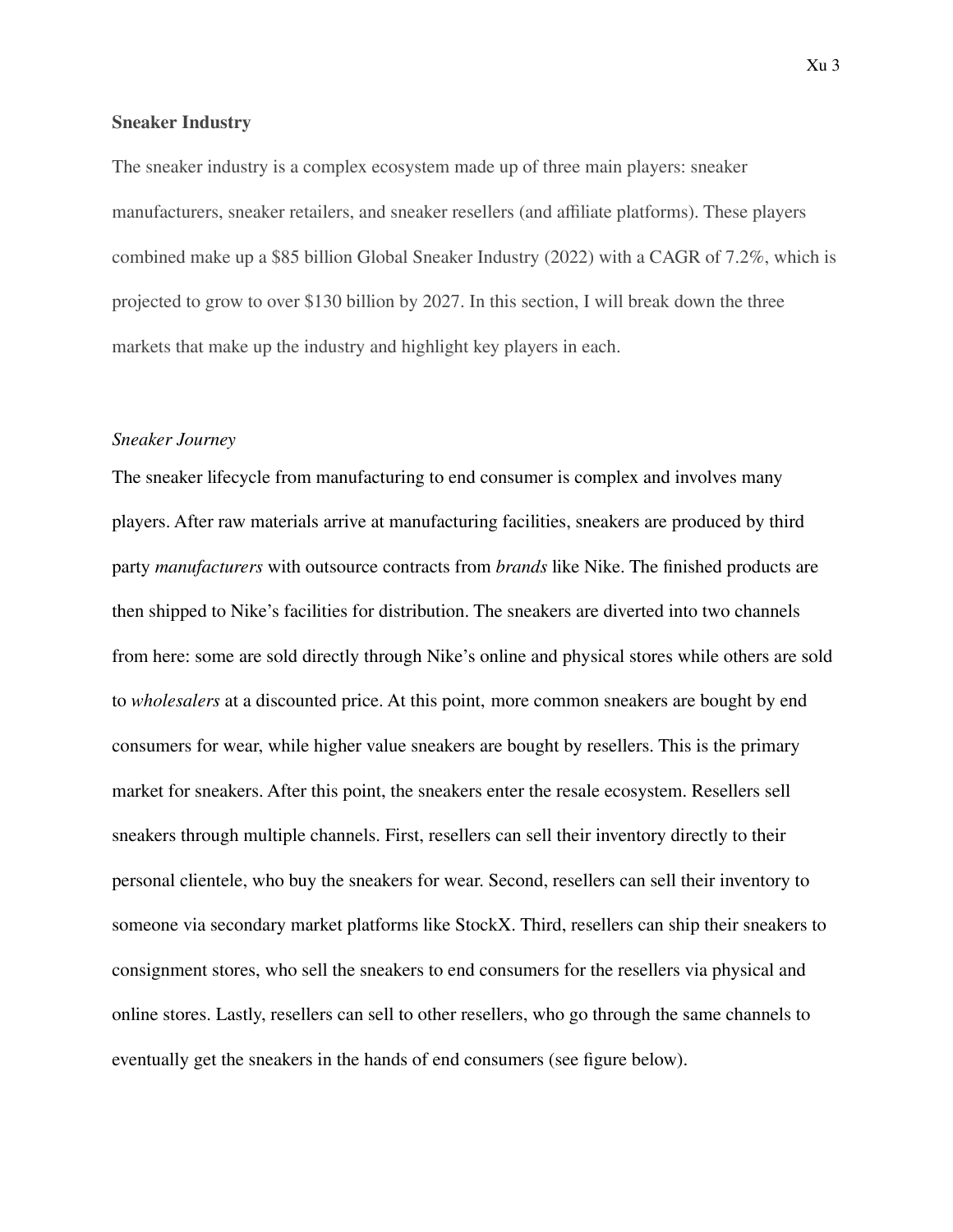## Sneaker Industry

The sneaker industry is a complex ecosystem made up of three main players: sneaker manufacturers, sneaker retailers, and sneaker resellers (and affiliate platforms). These players combined make up a $85 billion Global Sneaker Industry (2022) with a CAGR of 7.2%, which is projected to grow to over $130 billion by 2027. In this section, I will break down the three markets that make up the industry and highlight key players in each.

### *Sneaker Journey*

The sneaker lifecycle from manufacturing to end consumer is complex and involves many players. After raw materials arrive at manufacturing facilities, sneakers are produced by third party *manufacturers* with outsource contracts from *brands* like Nike. The finished products are then shipped to Nike's facilities for distribution. The sneakers are diverted into two channels from here: some are sold directly through Nike's online and physical stores while others are sold to *wholesalers* at a discounted price. At this point, more common sneakers are bought by end consumers for wear, while higher value sneakers are bought by resellers. This is the primary market for sneakers. After this point, the sneakers enter the resale ecosystem. Resellers sell sneakers through multiple channels. First, resellers can sell their inventory directly to their personal clientele, who buy the sneakers for wear. Second, resellers can sell their inventory to someone via secondary market platforms like StockX. Third, resellers can ship their sneakers to consignment stores, who sell the sneakers to end consumers for the resellers via physical and online stores. Lastly, resellers can sell to other resellers, who go through the same channels to eventually get the sneakers in the hands of end consumers (see figure below).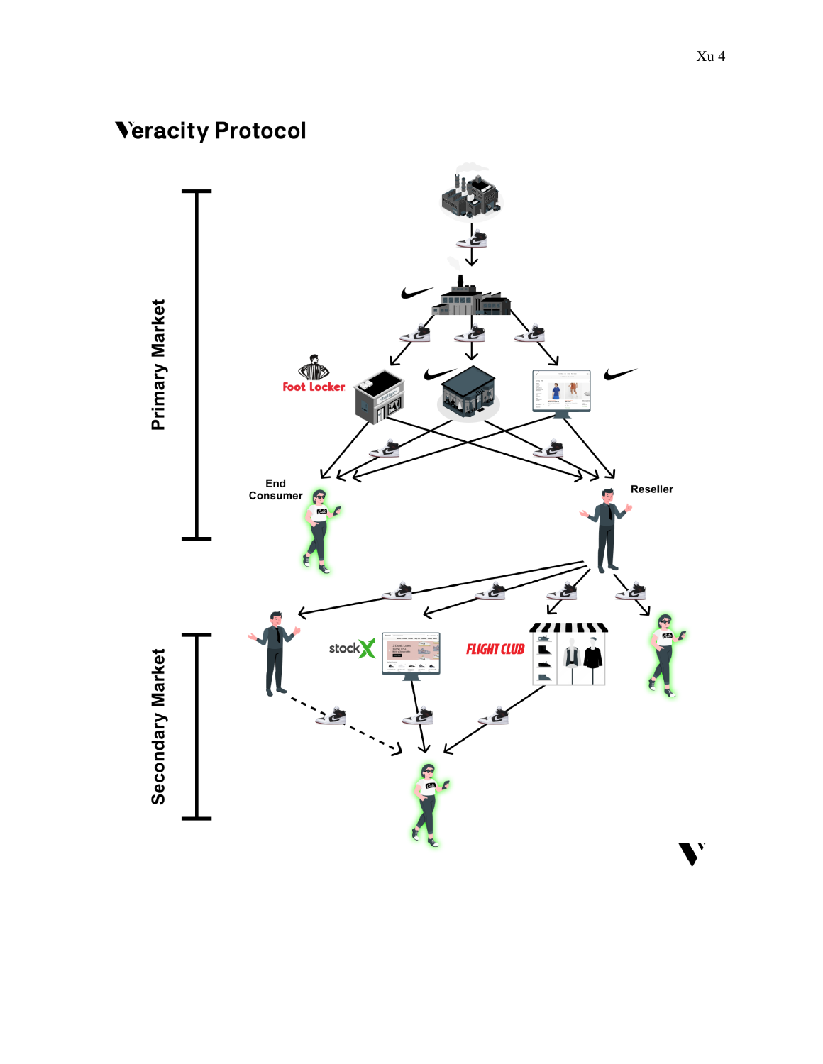# Veracity Protocol

Primary Market

Foot Locker

End Consumer

Reseller

Secondary Market

stockX

FLIGHT CLUB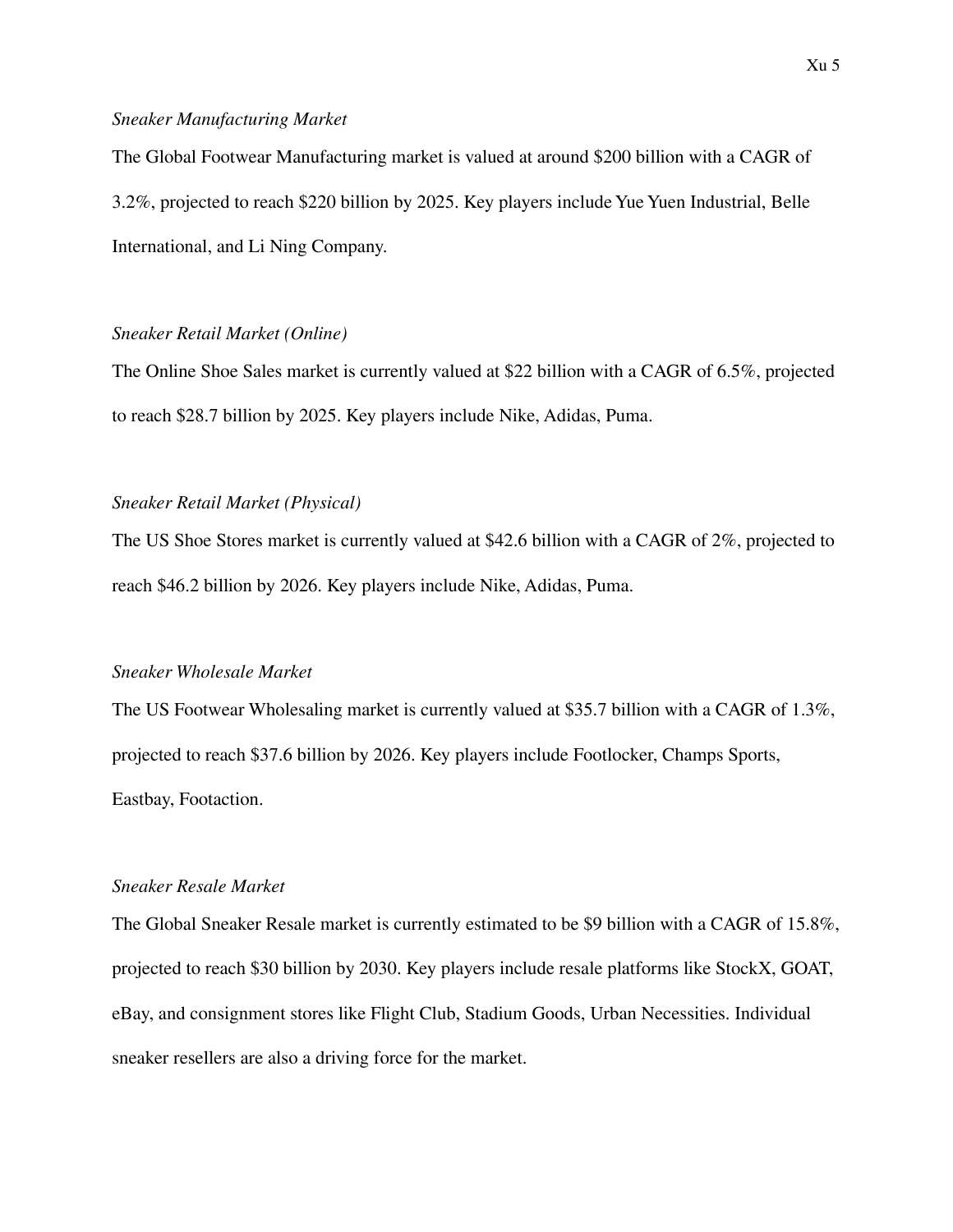*Sneaker Manufacturing Market*

The Global Footwear Manufacturing market is valued at around $200 billion with a CAGR of 3.2%, projected to reach $220 billion by 2025. Key players include Yue Yuen Industrial, Belle International, and Li Ning Company.

*Sneaker Retail Market (Online)*

The Online Shoe Sales market is currently valued at $22 billion with a CAGR of 6.5%, projected to reach $28.7 billion by 2025. Key players include Nike, Adidas, Puma.

*Sneaker Retail Market (Physical)*

The US Shoe Stores market is currently valued at $42.6 billion with a CAGR of 2%, projected to reach $46.2 billion by 2026. Key players include Nike, Adidas, Puma.

*Sneaker Wholesale Market*

The US Footwear Wholesaling market is currently valued at $35.7 billion with a CAGR of 1.3%, projected to reach $37.6 billion by 2026. Key players include Footlocker, Champs Sports, Eastbay, Footaction.

*Sneaker Resale Market*

The Global Sneaker Resale market is currently estimated to be $9 billion with a CAGR of 15.8%, projected to reach $30 billion by 2030. Key players include resale platforms like StockX, GOAT, eBay, and consignment stores like Flight Club, Stadium Goods, Urban Necessities. Individual sneaker resellers are also a driving force for the market.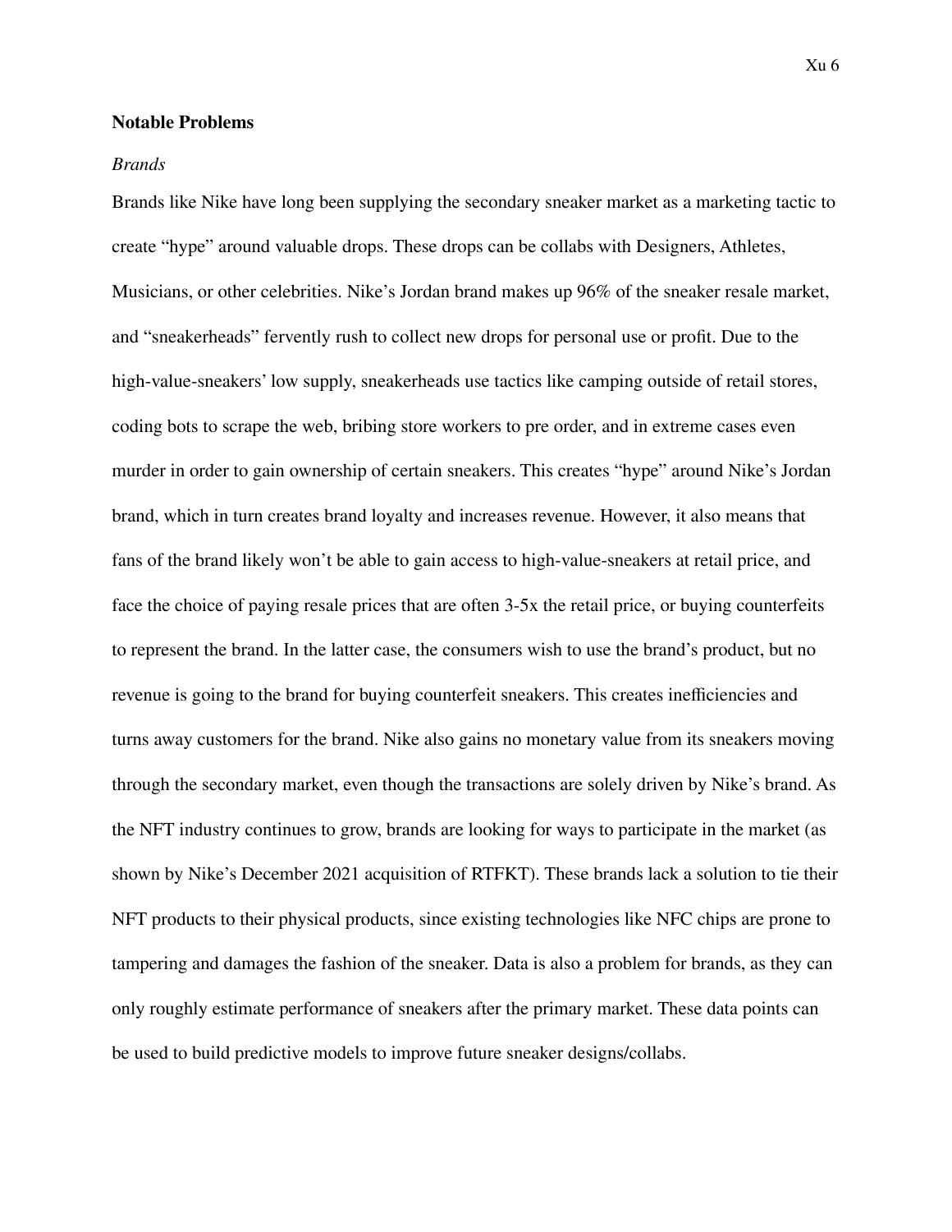## Notable Problems

### *Brands*

Brands like Nike have long been supplying the secondary sneaker market as a marketing tactic to create "hype" around valuable drops. These drops can be collabs with Designers, Athletes, Musicians, or other celebrities. Nike's Jordan brand makes up 96% of the sneaker resale market, and "sneakerheads" fervently rush to collect new drops for personal use or profit. Due to the high-value-sneakers' low supply, sneakerheads use tactics like camping outside of retail stores, coding bots to scrape the web, bribing store workers to pre order, and in extreme cases even murder in order to gain ownership of certain sneakers. This creates "hype" around Nike's Jordan brand, which in turn creates brand loyalty and increases revenue. However, it also means that fans of the brand likely won't be able to gain access to high-value-sneakers at retail price, and face the choice of paying resale prices that are often 3-5x the retail price, or buying counterfeits to represent the brand. In the latter case, the consumers wish to use the brand's product, but no revenue is going to the brand for buying counterfeit sneakers. This creates inefficiencies and turns away customers for the brand. Nike also gains no monetary value from its sneakers moving through the secondary market, even though the transactions are solely driven by Nike's brand. As the NFT industry continues to grow, brands are looking for ways to participate in the market (as shown by Nike's December 2021 acquisition of RTFKT). These brands lack a solution to tie their NFT products to their physical products, since existing technologies like NFC chips are prone to tampering and damages the fashion of the sneaker. Data is also a problem for brands, as they can only roughly estimate performance of sneakers after the primary market. These data points can be used to build predictive models to improve future sneaker designs/collabs.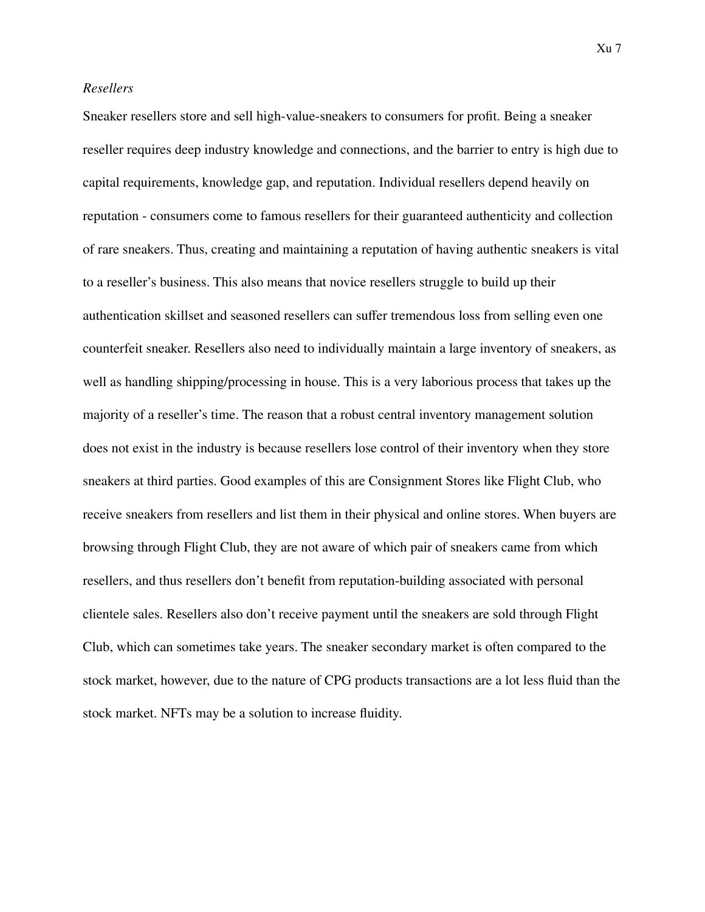*Resellers*

Sneaker resellers store and sell high-value-sneakers to consumers for profit. Being a sneaker reseller requires deep industry knowledge and connections, and the barrier to entry is high due to capital requirements, knowledge gap, and reputation. Individual resellers depend heavily on reputation - consumers come to famous resellers for their guaranteed authenticity and collection of rare sneakers. Thus, creating and maintaining a reputation of having authentic sneakers is vital to a reseller's business. This also means that novice resellers struggle to build up their authentication skillset and seasoned resellers can suffer tremendous loss from selling even one counterfeit sneaker. Resellers also need to individually maintain a large inventory of sneakers, as well as handling shipping/processing in house. This is a very laborious process that takes up the majority of a reseller's time. The reason that a robust central inventory management solution does not exist in the industry is because resellers lose control of their inventory when they store sneakers at third parties. Good examples of this are Consignment Stores like Flight Club, who receive sneakers from resellers and list them in their physical and online stores. When buyers are browsing through Flight Club, they are not aware of which pair of sneakers came from which resellers, and thus resellers don't benefit from reputation-building associated with personal clientele sales. Resellers also don't receive payment until the sneakers are sold through Flight Club, which can sometimes take years. The sneaker secondary market is often compared to the stock market, however, due to the nature of CPG products transactions are a lot less fluid than the stock market. NFTs may be a solution to increase fluidity.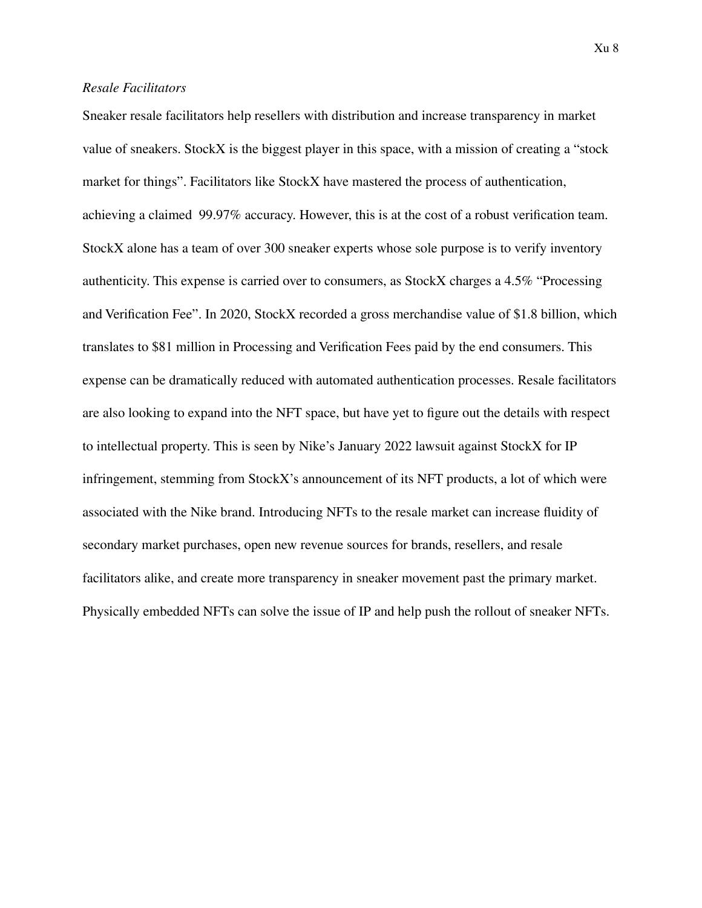*Resale Facilitators*

Sneaker resale facilitators help resellers with distribution and increase transparency in market value of sneakers. StockX is the biggest player in this space, with a mission of creating a "stock market for things". Facilitators like StockX have mastered the process of authentication, achieving a claimed 99.97% accuracy. However, this is at the cost of a robust verification team. StockX alone has a team of over 300 sneaker experts whose sole purpose is to verify inventory authenticity. This expense is carried over to consumers, as StockX charges a 4.5% "Processing and Verification Fee". In 2020, StockX recorded a gross merchandise value of $1.8 billion, which translates to $81 million in Processing and Verification Fees paid by the end consumers. This expense can be dramatically reduced with automated authentication processes. Resale facilitators are also looking to expand into the NFT space, but have yet to figure out the details with respect to intellectual property. This is seen by Nike's January 2022 lawsuit against StockX for IP infringement, stemming from StockX's announcement of its NFT products, a lot of which were associated with the Nike brand. Introducing NFTs to the resale market can increase fluidity of secondary market purchases, open new revenue sources for brands, resellers, and resale facilitators alike, and create more transparency in sneaker movement past the primary market. Physically embedded NFTs can solve the issue of IP and help push the rollout of sneaker NFTs.